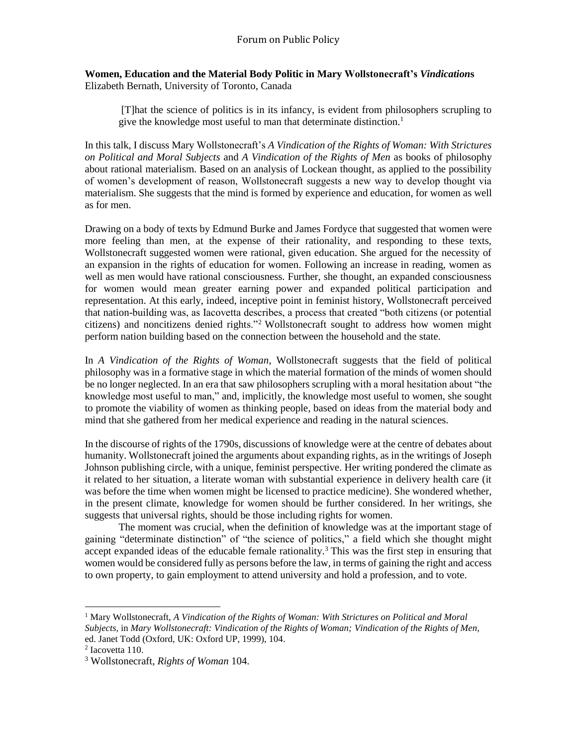**Women, Education and the Material Body Politic in Mary Wollstonecraft's *Vindication*s**
Elizabeth Bernath, University of Toronto, Canada

> [T]hat the science of politics is in its infancy, is evident from philosophers scrupling to give the knowledge most useful to man that determinate distinction.[1]

In this talk, I discuss Mary Wollstonecraft's *A Vindication of the Rights of Woman: With Strictures on Political and Moral Subjects* and *A Vindication of the Rights of Men* as books of philosophy about rational materialism. Based on an analysis of Lockean thought, as applied to the possibility of women's development of reason, Wollstonecraft suggests a new way to develop thought via materialism. She suggests that the mind is formed by experience and education, for women as well as for men.

Drawing on a body of texts by Edmund Burke and James Fordyce that suggested that women were more feeling than men, at the expense of their rationality, and responding to these texts, Wollstonecraft suggested women were rational, given education. She argued for the necessity of an expansion in the rights of education for women. Following an increase in reading, women as well as men would have rational consciousness. Further, she thought, an expanded consciousness for women would mean greater earning power and expanded political participation and representation. At this early, indeed, inceptive point in feminist history, Wollstonecraft perceived that nation-building was, as Iacovetta describes, a process that created "both citizens (or potential citizens) and noncitizens denied rights."[2] Wollstonecraft sought to address how women might perform nation building based on the connection between the household and the state.

In *A Vindication of the Rights of Woman*, Wollstonecraft suggests that the field of political philosophy was in a formative stage in which the material formation of the minds of women should be no longer neglected. In an era that saw philosophers scrupling with a moral hesitation about "the knowledge most useful to man," and, implicitly, the knowledge most useful to women, she sought to promote the viability of women as thinking people, based on ideas from the material body and mind that she gathered from her medical experience and reading in the natural sciences.

In the discourse of rights of the 1790s, discussions of knowledge were at the centre of debates about humanity. Wollstonecraft joined the arguments about expanding rights, as in the writings of Joseph Johnson publishing circle, with a unique, feminist perspective. Her writing pondered the climate as it related to her situation, a literate woman with substantial experience in delivery health care (it was before the time when women might be licensed to practice medicine). She wondered whether, in the present climate, knowledge for women should be further considered. In her writings, she suggests that universal rights, should be those including rights for women.

The moment was crucial, when the definition of knowledge was at the important stage of gaining "determinate distinction" of "the science of politics," a field which she thought might accept expanded ideas of the educable female rationality.[3] This was the first step in ensuring that women would be considered fully as persons before the law, in terms of gaining the right and access to own property, to gain employment to attend university and hold a profession, and to vote.

---

[1] Mary Wollstonecraft, *A Vindication of the Rights of Woman: With Strictures on Political and Moral Subjects,* in *Mary Wollstonecraft: Vindication of the Rights of Woman; Vindication of the Rights of Men,* ed. Janet Todd (Oxford, UK: Oxford UP, 1999), 104.

[2] Iacovetta 110.

[3] Wollstonecraft, *Rights of Woman* 104.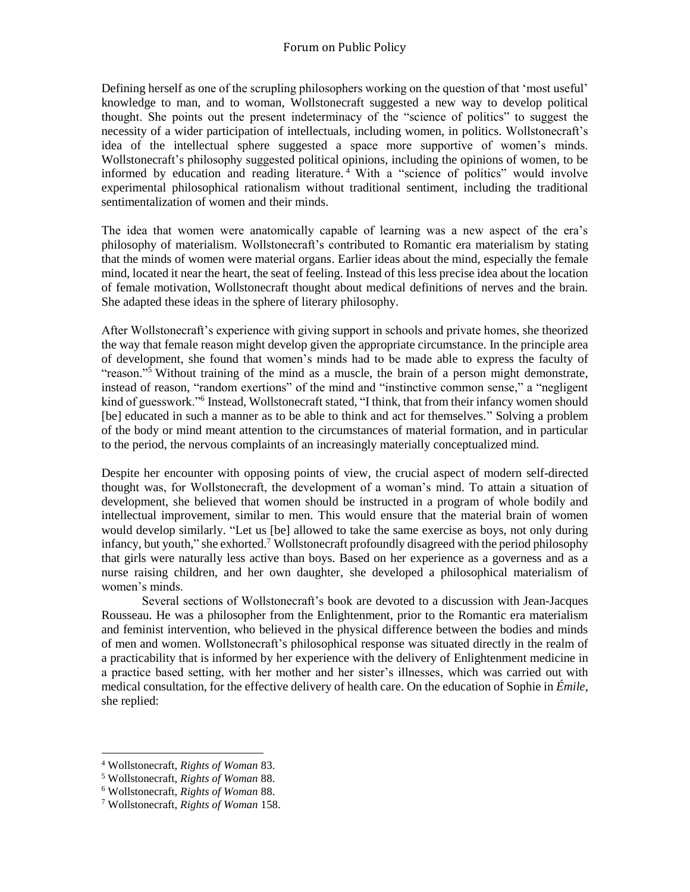Defining herself as one of the scrupling philosophers working on the question of that 'most useful' knowledge to man, and to woman, Wollstonecraft suggested a new way to develop political thought. She points out the present indeterminacy of the "science of politics" to suggest the necessity of a wider participation of intellectuals, including women, in politics. Wollstonecraft's idea of the intellectual sphere suggested a space more supportive of women's minds. Wollstonecraft's philosophy suggested political opinions, including the opinions of women, to be informed by education and reading literature.[4] With a "science of politics" would involve experimental philosophical rationalism without traditional sentiment, including the traditional sentimentalization of women and their minds.

The idea that women were anatomically capable of learning was a new aspect of the era's philosophy of materialism. Wollstonecraft's contributed to Romantic era materialism by stating that the minds of women were material organs. Earlier ideas about the mind, especially the female mind, located it near the heart, the seat of feeling. Instead of this less precise idea about the location of female motivation, Wollstonecraft thought about medical definitions of nerves and the brain. She adapted these ideas in the sphere of literary philosophy.

After Wollstonecraft's experience with giving support in schools and private homes, she theorized the way that female reason might develop given the appropriate circumstance. In the principle area of development, she found that women's minds had to be made able to express the faculty of "reason."[5] Without training of the mind as a muscle, the brain of a person might demonstrate, instead of reason, "random exertions" of the mind and "instinctive common sense," a "negligent kind of guesswork."[6] Instead, Wollstonecraft stated, "I think, that from their infancy women should [be] educated in such a manner as to be able to think and act for themselves." Solving a problem of the body or mind meant attention to the circumstances of material formation, and in particular to the period, the nervous complaints of an increasingly materially conceptualized mind.

Despite her encounter with opposing points of view, the crucial aspect of modern self-directed thought was, for Wollstonecraft, the development of a woman's mind. To attain a situation of development, she believed that women should be instructed in a program of whole bodily and intellectual improvement, similar to men. This would ensure that the material brain of women would develop similarly. "Let us [be] allowed to take the same exercise as boys, not only during infancy, but youth," she exhorted.[7] Wollstonecraft profoundly disagreed with the period philosophy that girls were naturally less active than boys. Based on her experience as a governess and as a nurse raising children, and her own daughter, she developed a philosophical materialism of women's minds.

Several sections of Wollstonecraft's book are devoted to a discussion with Jean-Jacques Rousseau. He was a philosopher from the Enlightenment, prior to the Romantic era materialism and feminist intervention, who believed in the physical difference between the bodies and minds of men and women. Wollstonecraft's philosophical response was situated directly in the realm of a practicability that is informed by her experience with the delivery of Enlightenment medicine in a practice based setting, with her mother and her sister's illnesses, which was carried out with medical consultation, for the effective delivery of health care. On the education of Sophie in *Émile*, she replied:

---

[4] Wollstonecraft, *Rights of Woman* 83.

[5] Wollstonecraft, *Rights of Woman* 88.

[6] Wollstonecraft, *Rights of Woman* 88.

[7] Wollstonecraft, *Rights of Woman* 158.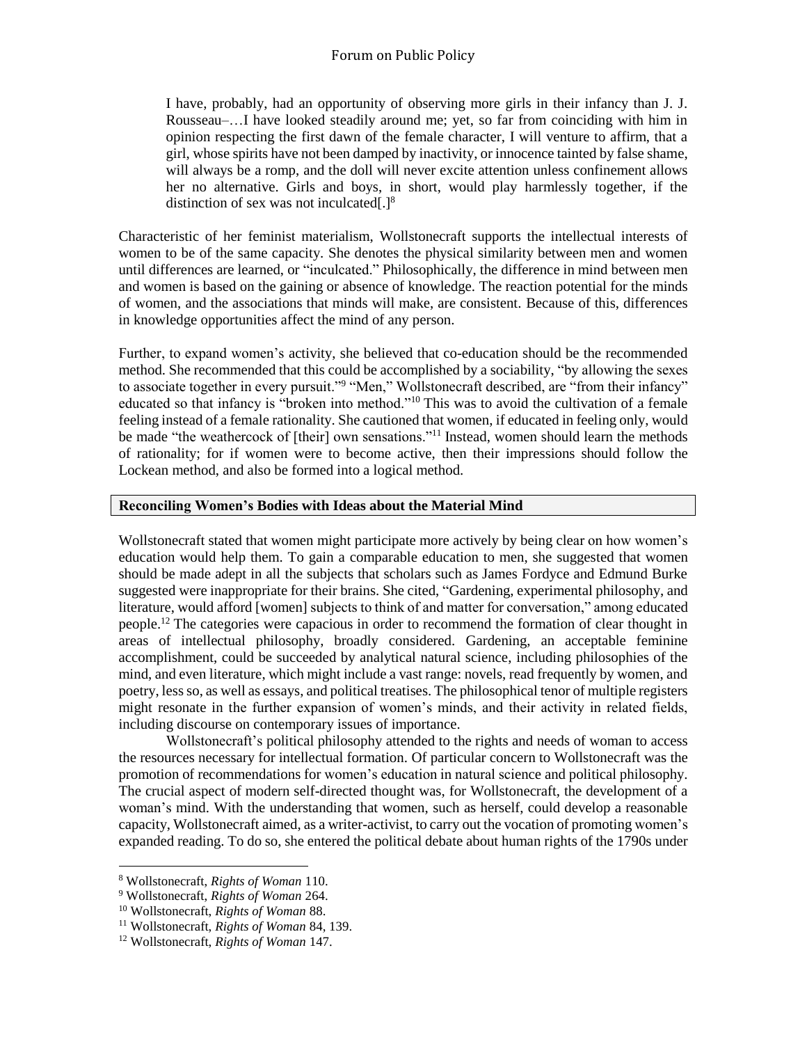> I have, probably, had an opportunity of observing more girls in their infancy than J. J. Rousseau–…I have looked steadily around me; yet, so far from coinciding with him in opinion respecting the first dawn of the female character, I will venture to affirm, that a girl, whose spirits have not been damped by inactivity, or innocence tainted by false shame, will always be a romp, and the doll will never excite attention unless confinement allows her no alternative. Girls and boys, in short, would play harmlessly together, if the distinction of sex was not inculcated[.][8]

Characteristic of her feminist materialism, Wollstonecraft supports the intellectual interests of women to be of the same capacity. She denotes the physical similarity between men and women until differences are learned, or "inculcated." Philosophically, the difference in mind between men and women is based on the gaining or absence of knowledge. The reaction potential for the minds of women, and the associations that minds will make, are consistent. Because of this, differences in knowledge opportunities affect the mind of any person.

Further, to expand women's activity, she believed that co-education should be the recommended method. She recommended that this could be accomplished by a sociability, "by allowing the sexes to associate together in every pursuit."[9] "Men," Wollstonecraft described, are "from their infancy" educated so that infancy is "broken into method."[10] This was to avoid the cultivation of a female feeling instead of a female rationality. She cautioned that women, if educated in feeling only, would be made "the weathercock of [their] own sensations."[11] Instead, women should learn the methods of rationality; for if women were to become active, then their impressions should follow the Lockean method, and also be formed into a logical method.

## Reconciling Women's Bodies with Ideas about the Material Mind

Wollstonecraft stated that women might participate more actively by being clear on how women's education would help them. To gain a comparable education to men, she suggested that women should be made adept in all the subjects that scholars such as James Fordyce and Edmund Burke suggested were inappropriate for their brains. She cited, "Gardening, experimental philosophy, and literature, would afford [women] subjects to think of and matter for conversation," among educated people.[12] The categories were capacious in order to recommend the formation of clear thought in areas of intellectual philosophy, broadly considered. Gardening, an acceptable feminine accomplishment, could be succeeded by analytical natural science, including philosophies of the mind, and even literature, which might include a vast range: novels, read frequently by women, and poetry, less so, as well as essays, and political treatises. The philosophical tenor of multiple registers might resonate in the further expansion of women's minds, and their activity in related fields, including discourse on contemporary issues of importance.

Wollstonecraft's political philosophy attended to the rights and needs of woman to access the resources necessary for intellectual formation. Of particular concern to Wollstonecraft was the promotion of recommendations for women's education in natural science and political philosophy. The crucial aspect of modern self-directed thought was, for Wollstonecraft, the development of a woman's mind. With the understanding that women, such as herself, could develop a reasonable capacity, Wollstonecraft aimed, as a writer-activist, to carry out the vocation of promoting women's expanded reading. To do so, she entered the political debate about human rights of the 1790s under

---

[8] Wollstonecraft, *Rights of Woman* 110.
[9] Wollstonecraft, *Rights of Woman* 264.
[10] Wollstonecraft, *Rights of Woman* 88.
[11] Wollstonecraft, *Rights of Woman* 84, 139.
[12] Wollstonecraft, *Rights of Woman* 147.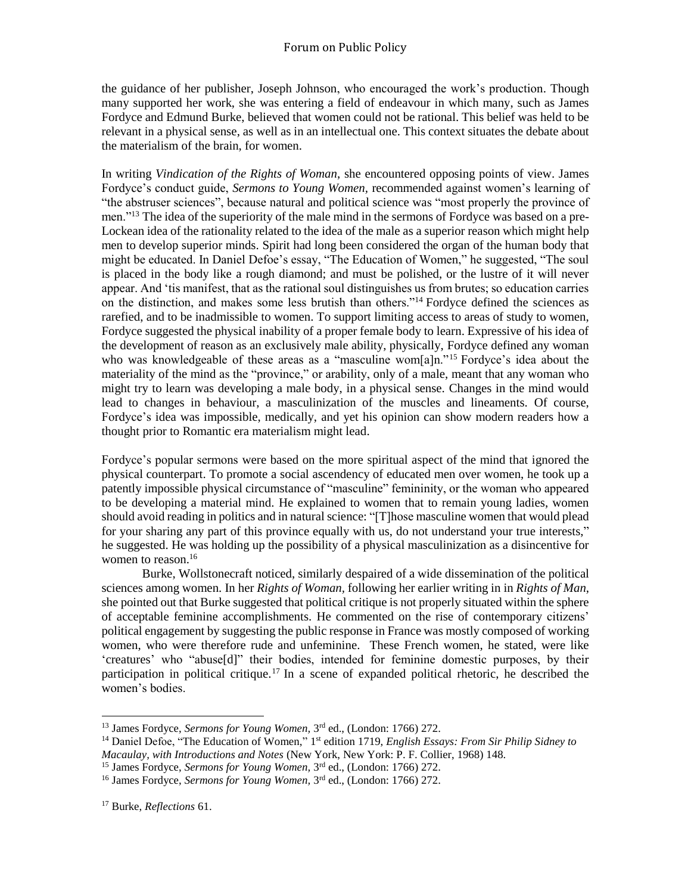the guidance of her publisher, Joseph Johnson, who encouraged the work's production. Though many supported her work, she was entering a field of endeavour in which many, such as James Fordyce and Edmund Burke, believed that women could not be rational. This belief was held to be relevant in a physical sense, as well as in an intellectual one. This context situates the debate about the materialism of the brain, for women.

In writing *Vindication of the Rights of Woman*, she encountered opposing points of view. James Fordyce's conduct guide, *Sermons to Young Women*, recommended against women's learning of "the abstruser sciences", because natural and political science was "most properly the province of men."[13] The idea of the superiority of the male mind in the sermons of Fordyce was based on a pre-Lockean idea of the rationality related to the idea of the male as a superior reason which might help men to develop superior minds. Spirit had long been considered the organ of the human body that might be educated. In Daniel Defoe's essay, "The Education of Women," he suggested, "The soul is placed in the body like a rough diamond; and must be polished, or the lustre of it will never appear. And 'tis manifest, that as the rational soul distinguishes us from brutes; so education carries on the distinction, and makes some less brutish than others."[14] Fordyce defined the sciences as rarefied, and to be inadmissible to women. To support limiting access to areas of study to women, Fordyce suggested the physical inability of a proper female body to learn. Expressive of his idea of the development of reason as an exclusively male ability, physically, Fordyce defined any woman who was knowledgeable of these areas as a "masculine wom[a]n."[15] Fordyce's idea about the materiality of the mind as the "province," or arability, only of a male, meant that any woman who might try to learn was developing a male body, in a physical sense. Changes in the mind would lead to changes in behaviour, a masculinization of the muscles and lineaments. Of course, Fordyce's idea was impossible, medically, and yet his opinion can show modern readers how a thought prior to Romantic era materialism might lead.

Fordyce's popular sermons were based on the more spiritual aspect of the mind that ignored the physical counterpart. To promote a social ascendency of educated men over women, he took up a patently impossible physical circumstance of "masculine" femininity, or the woman who appeared to be developing a material mind. He explained to women that to remain young ladies, women should avoid reading in politics and in natural science: "[T]hose masculine women that would plead for your sharing any part of this province equally with us, do not understand your true interests," he suggested. He was holding up the possibility of a physical masculinization as a disincentive for women to reason.[16]

Burke, Wollstonecraft noticed, similarly despaired of a wide dissemination of the political sciences among women. In her *Rights of Woman*, following her earlier writing in in *Rights of Man*, she pointed out that Burke suggested that political critique is not properly situated within the sphere of acceptable feminine accomplishments. He commented on the rise of contemporary citizens' political engagement by suggesting the public response in France was mostly composed of working women, who were therefore rude and unfeminine. These French women, he stated, were like 'creatures' who "abuse[d]" their bodies, intended for feminine domestic purposes, by their participation in political critique.[17] In a scene of expanded political rhetoric, he described the women's bodies.

---

[13] James Fordyce, *Sermons for Young Women,* 3rd ed., (London: 1766) 272.

[14] Daniel Defoe, "The Education of Women," 1st edition 1719, *English Essays: From Sir Philip Sidney to Macaulay, with Introductions and Notes* (New York, New York: P. F. Collier, 1968) 148.

[15] James Fordyce, *Sermons for Young Women,* 3rd ed., (London: 1766) 272.

[16] James Fordyce, *Sermons for Young Women,* 3rd ed., (London: 1766) 272.

[17] Burke, *Reflections* 61.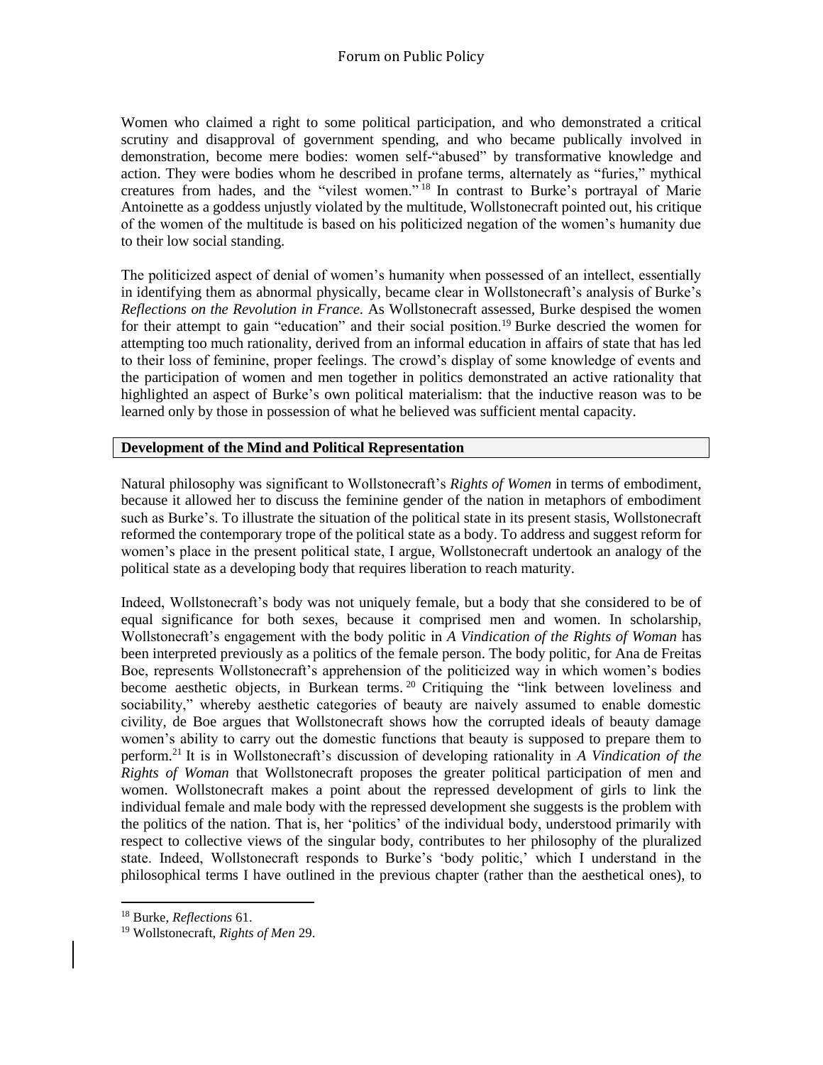Women who claimed a right to some political participation, and who demonstrated a critical scrutiny and disapproval of government spending, and who became publically involved in demonstration, become mere bodies: women self-"abused" by transformative knowledge and action. They were bodies whom he described in profane terms, alternately as "furies," mythical creatures from hades, and the "vilest women."[18] In contrast to Burke's portrayal of Marie Antoinette as a goddess unjustly violated by the multitude, Wollstonecraft pointed out, his critique of the women of the multitude is based on his politicized negation of the women's humanity due to their low social standing.

The politicized aspect of denial of women's humanity when possessed of an intellect, essentially in identifying them as abnormal physically, became clear in Wollstonecraft's analysis of Burke's *Reflections on the Revolution in France.* As Wollstonecraft assessed, Burke despised the women for their attempt to gain "education" and their social position.[19] Burke descried the women for attempting too much rationality, derived from an informal education in affairs of state that has led to their loss of feminine, proper feelings. The crowd's display of some knowledge of events and the participation of women and men together in politics demonstrated an active rationality that highlighted an aspect of Burke's own political materialism: that the inductive reason was to be learned only by those in possession of what he believed was sufficient mental capacity.

## Development of the Mind and Political Representation

Natural philosophy was significant to Wollstonecraft's *Rights of Women* in terms of embodiment, because it allowed her to discuss the feminine gender of the nation in metaphors of embodiment such as Burke's. To illustrate the situation of the political state in its present stasis, Wollstonecraft reformed the contemporary trope of the political state as a body. To address and suggest reform for women's place in the present political state, I argue, Wollstonecraft undertook an analogy of the political state as a developing body that requires liberation to reach maturity.

Indeed, Wollstonecraft's body was not uniquely female, but a body that she considered to be of equal significance for both sexes, because it comprised men and women. In scholarship, Wollstonecraft's engagement with the body politic in *A Vindication of the Rights of Woman* has been interpreted previously as a politics of the female person. The body politic, for Ana de Freitas Boe, represents Wollstonecraft's apprehension of the politicized way in which women's bodies become aesthetic objects, in Burkean terms.[20] Critiquing the "link between loveliness and sociability," whereby aesthetic categories of beauty are naively assumed to enable domestic civility, de Boe argues that Wollstonecraft shows how the corrupted ideals of beauty damage women's ability to carry out the domestic functions that beauty is supposed to prepare them to perform.[21] It is in Wollstonecraft's discussion of developing rationality in *A Vindication of the Rights of Woman* that Wollstonecraft proposes the greater political participation of men and women. Wollstonecraft makes a point about the repressed development of girls to link the individual female and male body with the repressed development she suggests is the problem with the politics of the nation. That is, her 'politics' of the individual body, understood primarily with respect to collective views of the singular body, contributes to her philosophy of the pluralized state. Indeed, Wollstonecraft responds to Burke's 'body politic,' which I understand in the philosophical terms I have outlined in the previous chapter (rather than the aesthetical ones), to

---

[18] Burke, *Reflections* 61.

[19] Wollstonecraft, *Rights of Men* 29.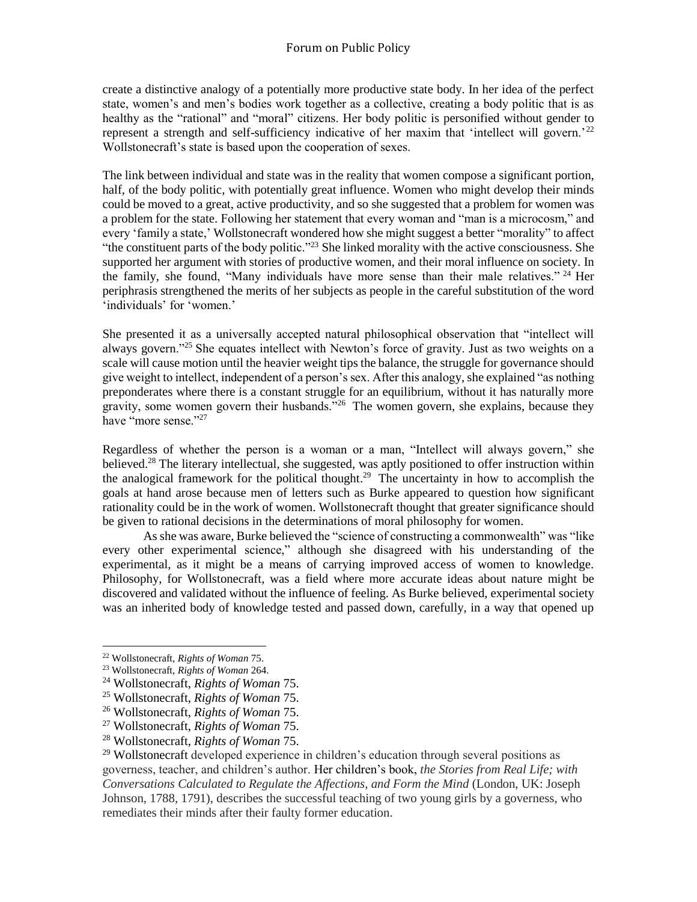create a distinctive analogy of a potentially more productive state body. In her idea of the perfect state, women's and men's bodies work together as a collective, creating a body politic that is as healthy as the "rational" and "moral" citizens. Her body politic is personified without gender to represent a strength and self-sufficiency indicative of her maxim that 'intellect will govern.'[22] Wollstonecraft's state is based upon the cooperation of sexes.

The link between individual and state was in the reality that women compose a significant portion, half, of the body politic, with potentially great influence. Women who might develop their minds could be moved to a great, active productivity, and so she suggested that a problem for women was a problem for the state. Following her statement that every woman and "man is a microcosm," and every 'family a state,' Wollstonecraft wondered how she might suggest a better "morality" to affect "the constituent parts of the body politic."[23] She linked morality with the active consciousness. She supported her argument with stories of productive women, and their moral influence on society. In the family, she found, "Many individuals have more sense than their male relatives."[24] Her periphrasis strengthened the merits of her subjects as people in the careful substitution of the word 'individuals' for 'women.'

She presented it as a universally accepted natural philosophical observation that "intellect will always govern."[25] She equates intellect with Newton's force of gravity. Just as two weights on a scale will cause motion until the heavier weight tips the balance, the struggle for governance should give weight to intellect, independent of a person's sex. After this analogy, she explained "as nothing preponderates where there is a constant struggle for an equilibrium, without it has naturally more gravity, some women govern their husbands."[26] The women govern, she explains, because they have "more sense."[27]

Regardless of whether the person is a woman or a man, "Intellect will always govern," she believed.[28] The literary intellectual, she suggested, was aptly positioned to offer instruction within the analogical framework for the political thought.[29] The uncertainty in how to accomplish the goals at hand arose because men of letters such as Burke appeared to question how significant rationality could be in the work of women. Wollstonecraft thought that greater significance should be given to rational decisions in the determinations of moral philosophy for women.

As she was aware, Burke believed the "science of constructing a commonwealth" was "like every other experimental science," although she disagreed with his understanding of the experimental, as it might be a means of carrying improved access of women to knowledge. Philosophy, for Wollstonecraft, was a field where more accurate ideas about nature might be discovered and validated without the influence of feeling. As Burke believed, experimental society was an inherited body of knowledge tested and passed down, carefully, in a way that opened up

---

[22] Wollstonecraft, *Rights of Woman* 75.

[23] Wollstonecraft, *Rights of Woman* 264.

[24] Wollstonecraft, *Rights of Woman* 75.

[25] Wollstonecraft, *Rights of Woman* 75.

[26] Wollstonecraft, *Rights of Woman* 75.

[27] Wollstonecraft, *Rights of Woman* 75.

[28] Wollstonecraft, *Rights of Woman* 75.

[29] Wollstonecraft developed experience in children's education through several positions as governess, teacher, and children's author. Her children's book, *the Stories from Real Life; with Conversations Calculated to Regulate the Affections, and Form the Mind* (London, UK: Joseph Johnson, 1788, 1791), describes the successful teaching of two young girls by a governess, who remediates their minds after their faulty former education.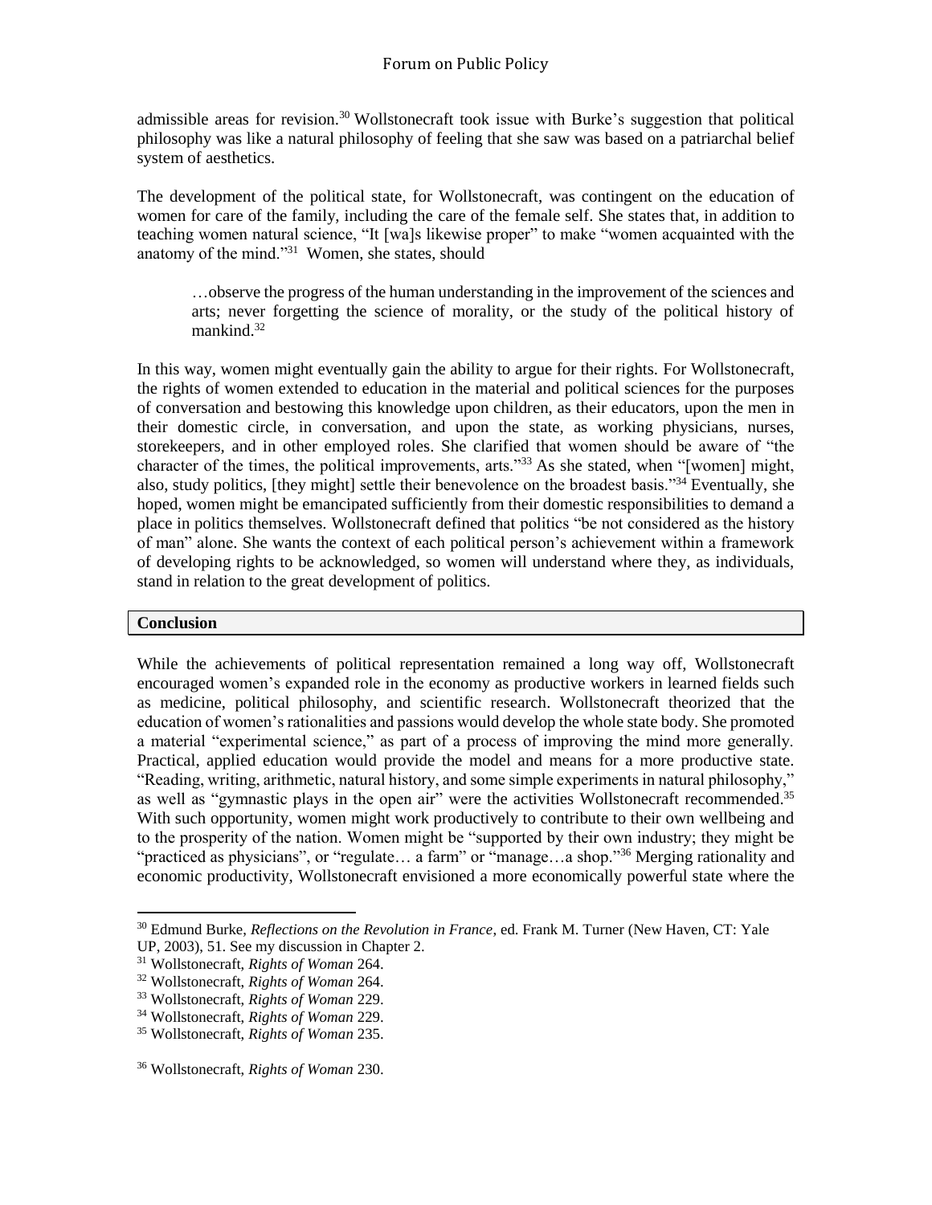admissible areas for revision.[30] Wollstonecraft took issue with Burke's suggestion that political philosophy was like a natural philosophy of feeling that she saw was based on a patriarchal belief system of aesthetics.

The development of the political state, for Wollstonecraft, was contingent on the education of women for care of the family, including the care of the female self. She states that, in addition to teaching women natural science, "It [wa]s likewise proper" to make "women acquainted with the anatomy of the mind."[31] Women, she states, should

> …observe the progress of the human understanding in the improvement of the sciences and arts; never forgetting the science of morality, or the study of the political history of mankind.[32]

In this way, women might eventually gain the ability to argue for their rights. For Wollstonecraft, the rights of women extended to education in the material and political sciences for the purposes of conversation and bestowing this knowledge upon children, as their educators, upon the men in their domestic circle, in conversation, and upon the state, as working physicians, nurses, storekeepers, and in other employed roles. She clarified that women should be aware of "the character of the times, the political improvements, arts."[33] As she stated, when "[women] might, also, study politics, [they might] settle their benevolence on the broadest basis."[34] Eventually, she hoped, women might be emancipated sufficiently from their domestic responsibilities to demand a place in politics themselves. Wollstonecraft defined that politics "be not considered as the history of man" alone. She wants the context of each political person's achievement within a framework of developing rights to be acknowledged, so women will understand where they, as individuals, stand in relation to the great development of politics.

## Conclusion

While the achievements of political representation remained a long way off, Wollstonecraft encouraged women's expanded role in the economy as productive workers in learned fields such as medicine, political philosophy, and scientific research. Wollstonecraft theorized that the education of women's rationalities and passions would develop the whole state body. She promoted a material "experimental science," as part of a process of improving the mind more generally. Practical, applied education would provide the model and means for a more productive state. "Reading, writing, arithmetic, natural history, and some simple experiments in natural philosophy," as well as "gymnastic plays in the open air" were the activities Wollstonecraft recommended.[35] With such opportunity, women might work productively to contribute to their own wellbeing and to the prosperity of the nation. Women might be "supported by their own industry; they might be "practiced as physicians", or "regulate… a farm" or "manage…a shop."[36] Merging rationality and economic productivity, Wollstonecraft envisioned a more economically powerful state where the

---

[30] Edmund Burke, *Reflections on the Revolution in France*, ed. Frank M. Turner (New Haven, CT: Yale UP, 2003), 51. See my discussion in Chapter 2.

[31] Wollstonecraft, *Rights of Woman* 264.

[32] Wollstonecraft, *Rights of Woman* 264.

[33] Wollstonecraft, *Rights of Woman* 229.

[34] Wollstonecraft, *Rights of Woman* 229.

[35] Wollstonecraft, *Rights of Woman* 235.

[36] Wollstonecraft, *Rights of Woman* 230.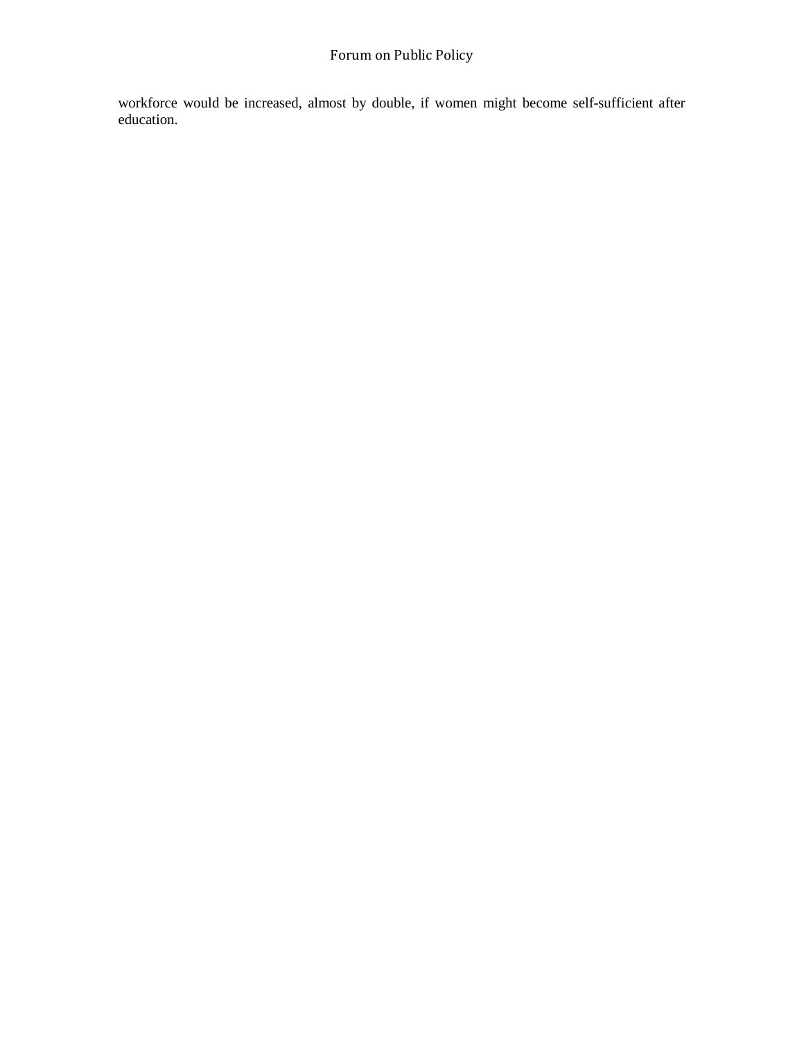workforce would be increased, almost by double, if women might become self-sufficient after education.